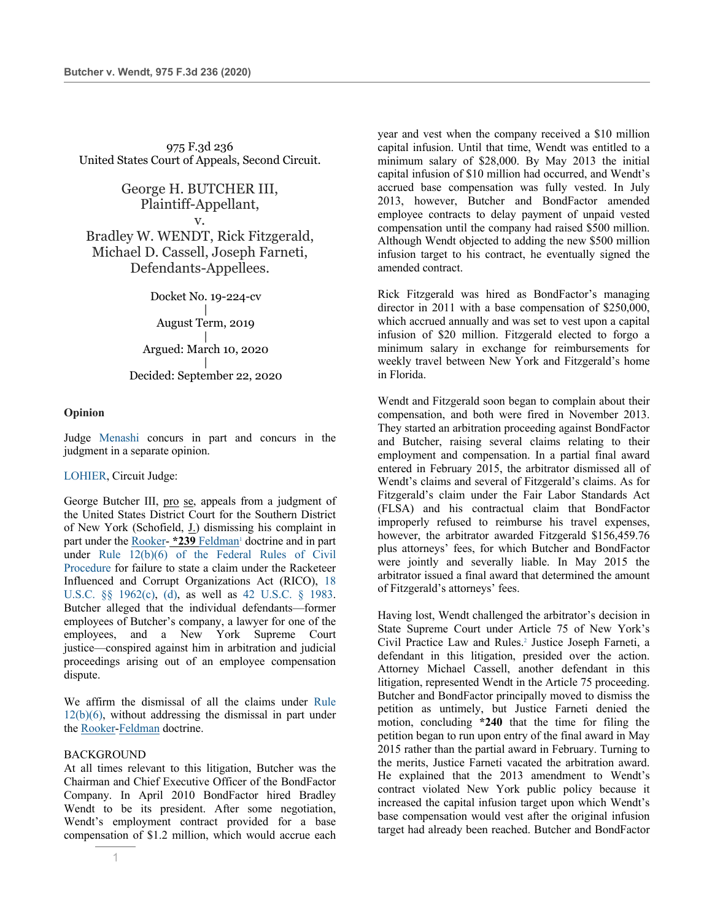975 F.3d 236
United States Court of Appeals, Second Circuit.

George H. BUTCHER III,
Plaintiff-Appellant,
v.
Bradley W. WENDT, Rick Fitzgerald,
Michael D. Cassell, Joseph Farneti,
Defendants-Appellees.

Docket No. 19-224-cv
|
August Term, 2019
|
Argued: March 10, 2020
|
Decided: September 22, 2020

**Opinion**

Judge Menashi concurs in part and concurs in the judgment in a separate opinion.

LOHIER, Circuit Judge:

George Butcher III, pro se, appeals from a judgment of the United States District Court for the Southern District of New York (Schofield, J.) dismissing his complaint in part under the Rooker- **\*239** Feldman[1] doctrine and in part under Rule 12(b)(6) of the Federal Rules of Civil Procedure for failure to state a claim under the Racketeer Influenced and Corrupt Organizations Act (RICO), 18 U.S.C. §§ 1962(c), (d), as well as 42 U.S.C. § 1983. Butcher alleged that the individual defendants—former employees of Butcher's company, a lawyer for one of the employees, and a New York Supreme Court justice—conspired against him in arbitration and judicial proceedings arising out of an employee compensation dispute.

We affirm the dismissal of all the claims under Rule 12(b)(6), without addressing the dismissal in part under the Rooker-Feldman doctrine.

BACKGROUND

At all times relevant to this litigation, Butcher was the Chairman and Chief Executive Officer of the BondFactor Company. In April 2010 BondFactor hired Bradley Wendt to be its president. After some negotiation, Wendt's employment contract provided for a base compensation of $1.2 million, which would accrue each year and vest when the company received a $10 million capital infusion. Until that time, Wendt was entitled to a minimum salary of $28,000. By May 2013 the initial capital infusion of $10 million had occurred, and Wendt's accrued base compensation was fully vested. In July 2013, however, Butcher and BondFactor amended employee contracts to delay payment of unpaid vested compensation until the company had raised $500 million. Although Wendt objected to adding the new $500 million infusion target to his contract, he eventually signed the amended contract.

Rick Fitzgerald was hired as BondFactor's managing director in 2011 with a base compensation of $250,000, which accrued annually and was set to vest upon a capital infusion of $20 million. Fitzgerald elected to forgo a minimum salary in exchange for reimbursements for weekly travel between New York and Fitzgerald's home in Florida.

Wendt and Fitzgerald soon began to complain about their compensation, and both were fired in November 2013. They started an arbitration proceeding against BondFactor and Butcher, raising several claims relating to their employment and compensation. In a partial final award entered in February 2015, the arbitrator dismissed all of Wendt's claims and several of Fitzgerald's claims. As for Fitzgerald's claim under the Fair Labor Standards Act (FLSA) and his contractual claim that BondFactor improperly refused to reimburse his travel expenses, however, the arbitrator awarded Fitzgerald $156,459.76 plus attorneys' fees, for which Butcher and BondFactor were jointly and severally liable. In May 2015 the arbitrator issued a final award that determined the amount of Fitzgerald's attorneys' fees.

Having lost, Wendt challenged the arbitrator's decision in State Supreme Court under Article 75 of New York's Civil Practice Law and Rules.[2] Justice Joseph Farneti, a defendant in this litigation, presided over the action. Attorney Michael Cassell, another defendant in this litigation, represented Wendt in the Article 75 proceeding. Butcher and BondFactor principally moved to dismiss the petition as untimely, but Justice Farneti denied the motion, concluding **\*240** that the time for filing the petition began to run upon entry of the final award in May 2015 rather than the partial award in February. Turning to the merits, Justice Farneti vacated the arbitration award. He explained that the 2013 amendment to Wendt's contract violated New York public policy because it increased the capital infusion target upon which Wendt's base compensation would vest after the original infusion target had already been reached. Butcher and BondFactor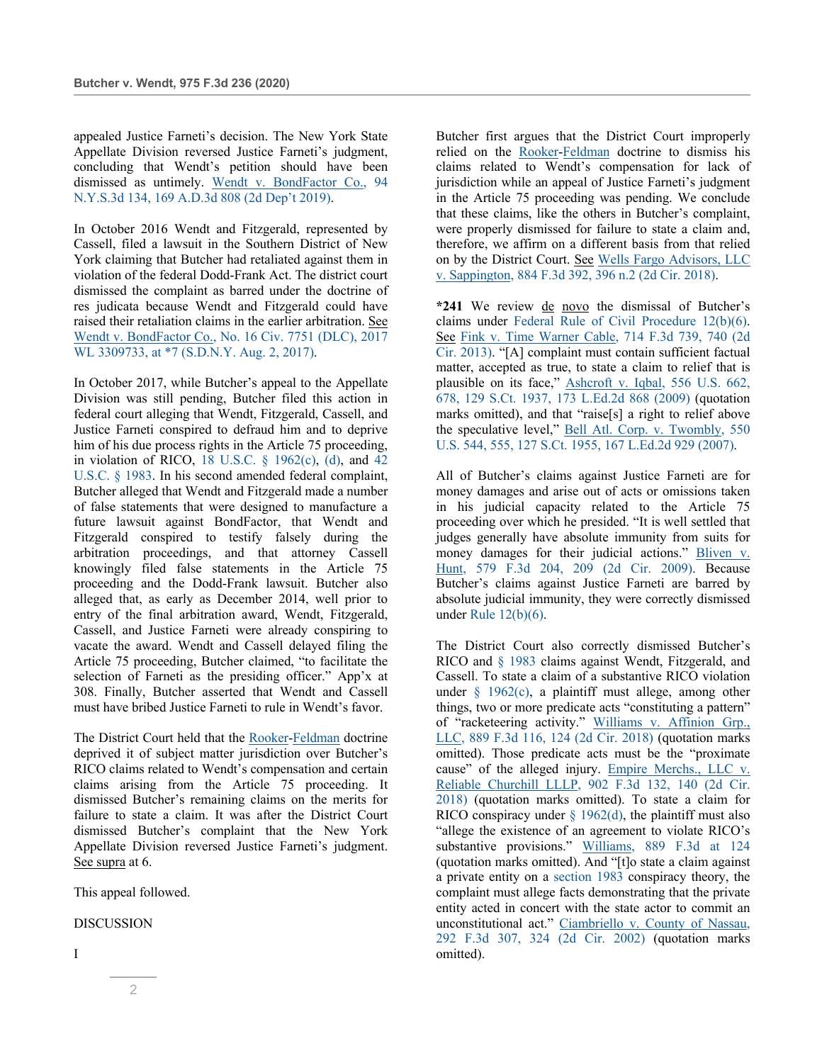appealed Justice Farneti's decision. The New York State Appellate Division reversed Justice Farneti's judgment, concluding that Wendt's petition should have been dismissed as untimely. Wendt v. BondFactor Co., 94 N.Y.S.3d 134, 169 A.D.3d 808 (2d Dep't 2019).

In October 2016 Wendt and Fitzgerald, represented by Cassell, filed a lawsuit in the Southern District of New York claiming that Butcher had retaliated against them in violation of the federal Dodd-Frank Act. The district court dismissed the complaint as barred under the doctrine of res judicata because Wendt and Fitzgerald could have raised their retaliation claims in the earlier arbitration. See Wendt v. BondFactor Co., No. 16 Civ. 7751 (DLC), 2017 WL 3309733, at *7 (S.D.N.Y. Aug. 2, 2017).

In October 2017, while Butcher's appeal to the Appellate Division was still pending, Butcher filed this action in federal court alleging that Wendt, Fitzgerald, Cassell, and Justice Farneti conspired to defraud him and to deprive him of his due process rights in the Article 75 proceeding, in violation of RICO, 18 U.S.C. § 1962(c), (d), and 42 U.S.C. § 1983. In his second amended federal complaint, Butcher alleged that Wendt and Fitzgerald made a number of false statements that were designed to manufacture a future lawsuit against BondFactor, that Wendt and Fitzgerald conspired to testify falsely during the arbitration proceedings, and that attorney Cassell knowingly filed false statements in the Article 75 proceeding and the Dodd-Frank lawsuit. Butcher also alleged that, as early as December 2014, well prior to entry of the final arbitration award, Wendt, Fitzgerald, Cassell, and Justice Farneti were already conspiring to vacate the award. Wendt and Cassell delayed filing the Article 75 proceeding, Butcher claimed, "to facilitate the selection of Farneti as the presiding officer." App'x at 308. Finally, Butcher asserted that Wendt and Cassell must have bribed Justice Farneti to rule in Wendt's favor.

The District Court held that the Rooker-Feldman doctrine deprived it of subject matter jurisdiction over Butcher's RICO claims related to Wendt's compensation and certain claims arising from the Article 75 proceeding. It dismissed Butcher's remaining claims on the merits for failure to state a claim. It was after the District Court dismissed Butcher's complaint that the New York Appellate Division reversed Justice Farneti's judgment. See supra at 6.

This appeal followed.

DISCUSSION

I

Butcher first argues that the District Court improperly relied on the Rooker-Feldman doctrine to dismiss his claims related to Wendt's compensation for lack of jurisdiction while an appeal of Justice Farneti's judgment in the Article 75 proceeding was pending. We conclude that these claims, like the others in Butcher's complaint, were properly dismissed for failure to state a claim and, therefore, we affirm on a different basis from that relied on by the District Court. See Wells Fargo Advisors, LLC v. Sappington, 884 F.3d 392, 396 n.2 (2d Cir. 2018).

**\*241** We review de novo the dismissal of Butcher's claims under Federal Rule of Civil Procedure 12(b)(6). See Fink v. Time Warner Cable, 714 F.3d 739, 740 (2d Cir. 2013). "[A] complaint must contain sufficient factual matter, accepted as true, to state a claim to relief that is plausible on its face," Ashcroft v. Iqbal, 556 U.S. 662, 678, 129 S.Ct. 1937, 173 L.Ed.2d 868 (2009) (quotation marks omitted), and that "raise[s] a right to relief above the speculative level," Bell Atl. Corp. v. Twombly, 550 U.S. 544, 555, 127 S.Ct. 1955, 167 L.Ed.2d 929 (2007).

All of Butcher's claims against Justice Farneti are for money damages and arise out of acts or omissions taken in his judicial capacity related to the Article 75 proceeding over which he presided. "It is well settled that judges generally have absolute immunity from suits for money damages for their judicial actions." Bliven v. Hunt, 579 F.3d 204, 209 (2d Cir. 2009). Because Butcher's claims against Justice Farneti are barred by absolute judicial immunity, they were correctly dismissed under Rule 12(b)(6).

The District Court also correctly dismissed Butcher's RICO and § 1983 claims against Wendt, Fitzgerald, and Cassell. To state a claim of a substantive RICO violation under § 1962(c), a plaintiff must allege, among other things, two or more predicate acts "constituting a pattern" of "racketeering activity." Williams v. Affinion Grp., LLC, 889 F.3d 116, 124 (2d Cir. 2018) (quotation marks omitted). Those predicate acts must be the "proximate cause" of the alleged injury. Empire Merchs., LLC v. Reliable Churchill LLLP, 902 F.3d 132, 140 (2d Cir. 2018) (quotation marks omitted). To state a claim for RICO conspiracy under § 1962(d), the plaintiff must also "allege the existence of an agreement to violate RICO's substantive provisions." Williams, 889 F.3d at 124 (quotation marks omitted). And "[t]o state a claim against a private entity on a section 1983 conspiracy theory, the complaint must allege facts demonstrating that the private entity acted in concert with the state actor to commit an unconstitutional act." Ciambriello v. County of Nassau, 292 F.3d 307, 324 (2d Cir. 2002) (quotation marks omitted).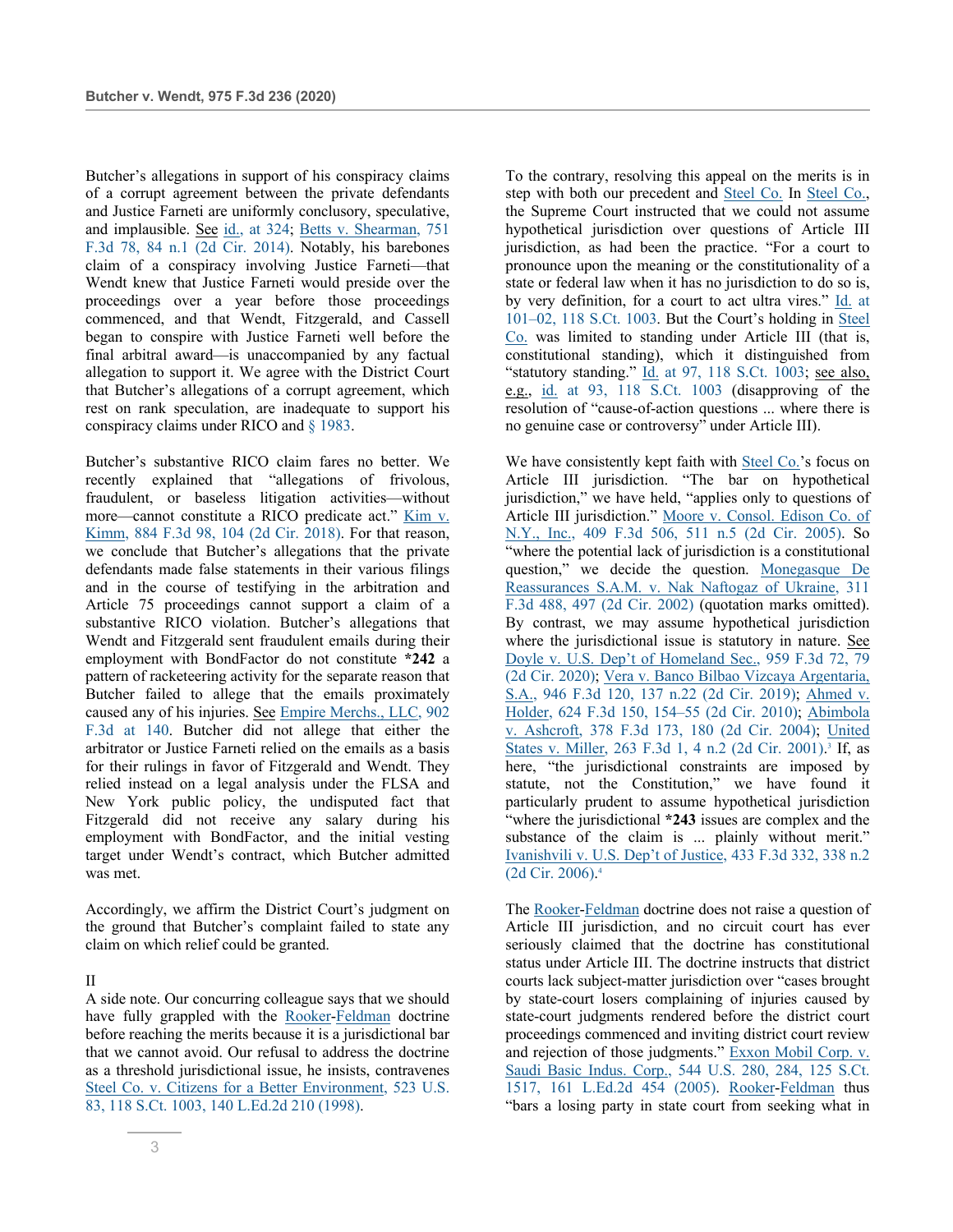Butcher's allegations in support of his conspiracy claims of a corrupt agreement between the private defendants and Justice Farneti are uniformly conclusory, speculative, and implausible. See id., at 324; Betts v. Shearman, 751 F.3d 78, 84 n.1 (2d Cir. 2014). Notably, his barebones claim of a conspiracy involving Justice Farneti—that Wendt knew that Justice Farneti would preside over the proceedings over a year before those proceedings commenced, and that Wendt, Fitzgerald, and Cassell began to conspire with Justice Farneti well before the final arbitral award—is unaccompanied by any factual allegation to support it. We agree with the District Court that Butcher's allegations of a corrupt agreement, which rest on rank speculation, are inadequate to support his conspiracy claims under RICO and § 1983.

Butcher's substantive RICO claim fares no better. We recently explained that "allegations of frivolous, fraudulent, or baseless litigation activities—without more—cannot constitute a RICO predicate act." Kim v. Kimm, 884 F.3d 98, 104 (2d Cir. 2018). For that reason, we conclude that Butcher's allegations that the private defendants made false statements in their various filings and in the course of testifying in the arbitration and Article 75 proceedings cannot support a claim of a substantive RICO violation. Butcher's allegations that Wendt and Fitzgerald sent fraudulent emails during their employment with BondFactor do not constitute **\*242** a pattern of racketeering activity for the separate reason that Butcher failed to allege that the emails proximately caused any of his injuries. See Empire Merchs., LLC, 902 F.3d at 140. Butcher did not allege that either the arbitrator or Justice Farneti relied on the emails as a basis for their rulings in favor of Fitzgerald and Wendt. They relied instead on a legal analysis under the FLSA and New York public policy, the undisputed fact that Fitzgerald did not receive any salary during his employment with BondFactor, and the initial vesting target under Wendt's contract, which Butcher admitted was met.

Accordingly, we affirm the District Court's judgment on the ground that Butcher's complaint failed to state any claim on which relief could be granted.

II

A side note. Our concurring colleague says that we should have fully grappled with the Rooker-Feldman doctrine before reaching the merits because it is a jurisdictional bar that we cannot avoid. Our refusal to address the doctrine as a threshold jurisdictional issue, he insists, contravenes Steel Co. v. Citizens for a Better Environment, 523 U.S. 83, 118 S.Ct. 1003, 140 L.Ed.2d 210 (1998).

To the contrary, resolving this appeal on the merits is in step with both our precedent and Steel Co. In Steel Co., the Supreme Court instructed that we could not assume hypothetical jurisdiction over questions of Article III jurisdiction, as had been the practice. "For a court to pronounce upon the meaning or the constitutionality of a state or federal law when it has no jurisdiction to do so is, by very definition, for a court to act ultra vires." Id. at 101–02, 118 S.Ct. 1003. But the Court's holding in Steel Co. was limited to standing under Article III (that is, constitutional standing), which it distinguished from "statutory standing." Id. at 97, 118 S.Ct. 1003; see also, e.g., id. at 93, 118 S.Ct. 1003 (disapproving of the resolution of "cause-of-action questions ... where there is no genuine case or controversy" under Article III).

We have consistently kept faith with Steel Co.'s focus on Article III jurisdiction. "The bar on hypothetical jurisdiction," we have held, "applies only to questions of Article III jurisdiction." Moore v. Consol. Edison Co. of N.Y., Inc., 409 F.3d 506, 511 n.5 (2d Cir. 2005). So "where the potential lack of jurisdiction is a constitutional question," we decide the question. Monegasque De Reassurances S.A.M. v. Nak Naftogaz of Ukraine, 311 F.3d 488, 497 (2d Cir. 2002) (quotation marks omitted). By contrast, we may assume hypothetical jurisdiction where the jurisdictional issue is statutory in nature. See Doyle v. U.S. Dep't of Homeland Sec., 959 F.3d 72, 79 (2d Cir. 2020); Vera v. Banco Bilbao Vizcaya Argentaria, S.A., 946 F.3d 120, 137 n.22 (2d Cir. 2019); Ahmed v. Holder, 624 F.3d 150, 154–55 (2d Cir. 2010); Abimbola v. Ashcroft, 378 F.3d 173, 180 (2d Cir. 2004); United States v. Miller, 263 F.3d 1, 4 n.2 (2d Cir. 2001).[3] If, as here, "the jurisdictional constraints are imposed by statute, not the Constitution," we have found it particularly prudent to assume hypothetical jurisdiction "where the jurisdictional **\*243** issues are complex and the substance of the claim is ... plainly without merit." Ivanishvili v. U.S. Dep't of Justice, 433 F.3d 332, 338 n.2 (2d Cir. 2006).[4]

The Rooker-Feldman doctrine does not raise a question of Article III jurisdiction, and no circuit court has ever seriously claimed that the doctrine has constitutional status under Article III. The doctrine instructs that district courts lack subject-matter jurisdiction over "cases brought by state-court losers complaining of injuries caused by state-court judgments rendered before the district court proceedings commenced and inviting district court review and rejection of those judgments." Exxon Mobil Corp. v. Saudi Basic Indus. Corp., 544 U.S. 280, 284, 125 S.Ct. 1517, 161 L.Ed.2d 454 (2005). Rooker-Feldman thus "bars a losing party in state court from seeking what in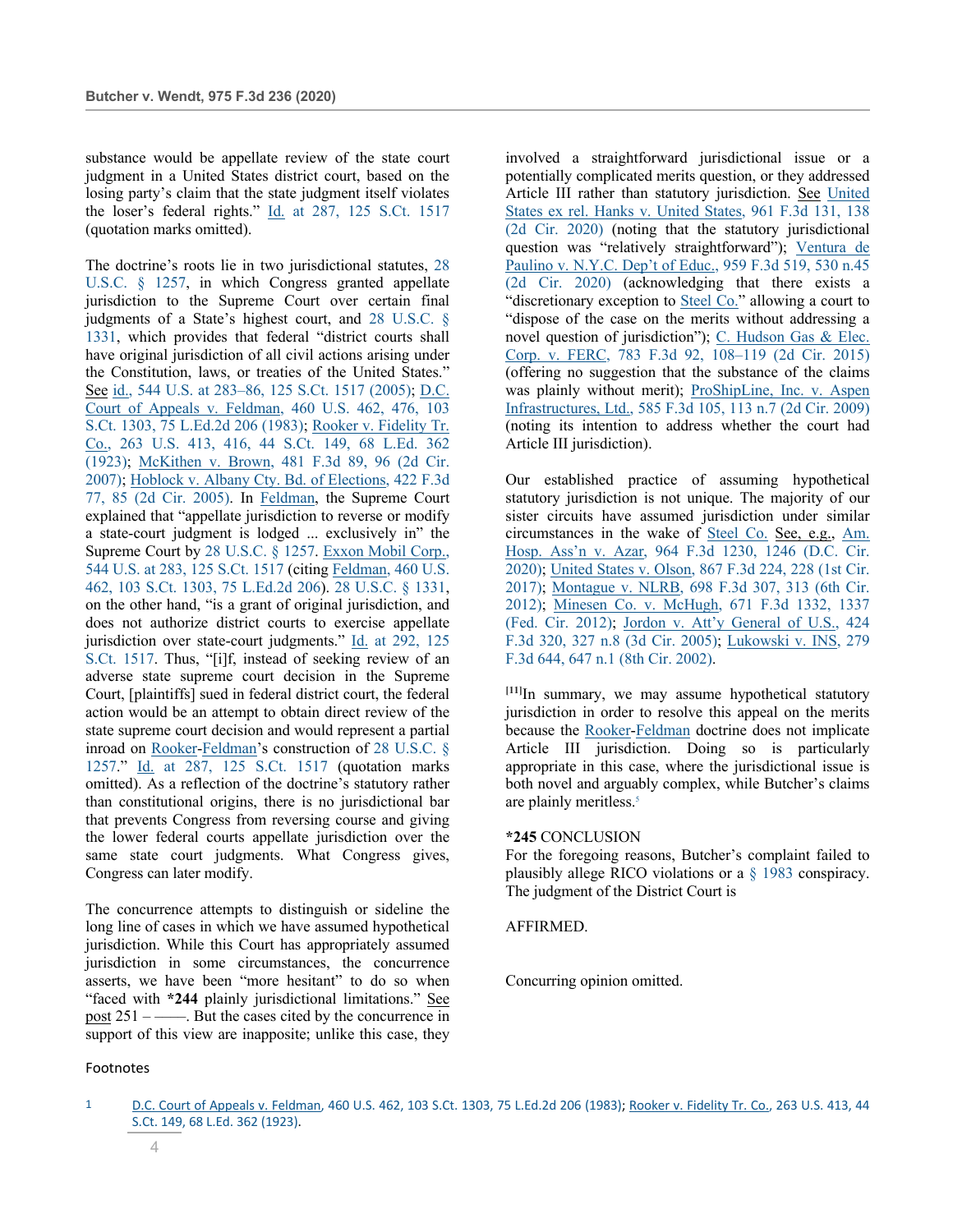substance would be appellate review of the state court judgment in a United States district court, based on the losing party's claim that the state judgment itself violates the loser's federal rights." Id. at 287, 125 S.Ct. 1517 (quotation marks omitted).

The doctrine's roots lie in two jurisdictional statutes, 28 U.S.C. § 1257, in which Congress granted appellate jurisdiction to the Supreme Court over certain final judgments of a State's highest court, and 28 U.S.C. § 1331, which provides that federal "district courts shall have original jurisdiction of all civil actions arising under the Constitution, laws, or treaties of the United States." See id., 544 U.S. at 283–86, 125 S.Ct. 1517 (2005); D.C. Court of Appeals v. Feldman, 460 U.S. 462, 476, 103 S.Ct. 1303, 75 L.Ed.2d 206 (1983); Rooker v. Fidelity Tr. Co., 263 U.S. 413, 416, 44 S.Ct. 149, 68 L.Ed. 362 (1923); McKithen v. Brown, 481 F.3d 89, 96 (2d Cir. 2007); Hoblock v. Albany Cty. Bd. of Elections, 422 F.3d 77, 85 (2d Cir. 2005). In Feldman, the Supreme Court explained that "appellate jurisdiction to reverse or modify a state-court judgment is lodged ... exclusively in" the Supreme Court by 28 U.S.C. § 1257. Exxon Mobil Corp., 544 U.S. at 283, 125 S.Ct. 1517 (citing Feldman, 460 U.S. 462, 103 S.Ct. 1303, 75 L.Ed.2d 206). 28 U.S.C. § 1331, on the other hand, "is a grant of original jurisdiction, and does not authorize district courts to exercise appellate jurisdiction over state-court judgments." Id. at 292, 125 S.Ct. 1517. Thus, "[i]f, instead of seeking review of an adverse state supreme court decision in the Supreme Court, [plaintiffs] sued in federal district court, the federal action would be an attempt to obtain direct review of the state supreme court decision and would represent a partial inroad on Rooker-Feldman's construction of 28 U.S.C. § 1257." Id. at 287, 125 S.Ct. 1517 (quotation marks omitted). As a reflection of the doctrine's statutory rather than constitutional origins, there is no jurisdictional bar that prevents Congress from reversing course and giving the lower federal courts appellate jurisdiction over the same state court judgments. What Congress gives, Congress can later modify.

The concurrence attempts to distinguish or sideline the long line of cases in which we have assumed hypothetical jurisdiction. While this Court has appropriately assumed jurisdiction in some circumstances, the concurrence asserts, we have been "more hesitant" to do so when "faced with **\*244** plainly jurisdictional limitations." See post 251 – ——. But the cases cited by the concurrence in support of this view are inapposite; unlike this case, they involved a straightforward jurisdictional issue or a potentially complicated merits question, or they addressed Article III rather than statutory jurisdiction. See United States ex rel. Hanks v. United States, 961 F.3d 131, 138 (2d Cir. 2020) (noting that the statutory jurisdictional question was "relatively straightforward"); Ventura de Paulino v. N.Y.C. Dep't of Educ., 959 F.3d 519, 530 n.45 (2d Cir. 2020) (acknowledging that there exists a "discretionary exception to Steel Co." allowing a court to "dispose of the case on the merits without addressing a novel question of jurisdiction"); C. Hudson Gas & Elec. Corp. v. FERC, 783 F.3d 92, 108–119 (2d Cir. 2015) (offering no suggestion that the substance of the claims was plainly without merit); ProShipLine, Inc. v. Aspen Infrastructures, Ltd., 585 F.3d 105, 113 n.7 (2d Cir. 2009) (noting its intention to address whether the court had Article III jurisdiction).

Our established practice of assuming hypothetical statutory jurisdiction is not unique. The majority of our sister circuits have assumed jurisdiction under similar circumstances in the wake of Steel Co. See, e.g., Am. Hosp. Ass'n v. Azar, 964 F.3d 1230, 1246 (D.C. Cir. 2020); United States v. Olson, 867 F.3d 224, 228 (1st Cir. 2017); Montague v. NLRB, 698 F.3d 307, 313 (6th Cir. 2012); Minesen Co. v. McHugh, 671 F.3d 1332, 1337 (Fed. Cir. 2012); Jordon v. Att'y General of U.S., 424 F.3d 320, 327 n.8 (3d Cir. 2005); Lukowski v. INS, 279 F.3d 644, 647 n.1 (8th Cir. 2002).

[11]In summary, we may assume hypothetical statutory jurisdiction in order to resolve this appeal on the merits because the Rooker-Feldman doctrine does not implicate Article III jurisdiction. Doing so is particularly appropriate in this case, where the jurisdictional issue is both novel and arguably complex, while Butcher's claims are plainly meritless.[5]

**\*245** CONCLUSION

For the foregoing reasons, Butcher's complaint failed to plausibly allege RICO violations or a § 1983 conspiracy. The judgment of the District Court is

AFFIRMED.

Concurring opinion omitted.

Footnotes

1 D.C. Court of Appeals v. Feldman, 460 U.S. 462, 103 S.Ct. 1303, 75 L.Ed.2d 206 (1983); Rooker v. Fidelity Tr. Co., 263 U.S. 413, 44 S.Ct. 149, 68 L.Ed. 362 (1923).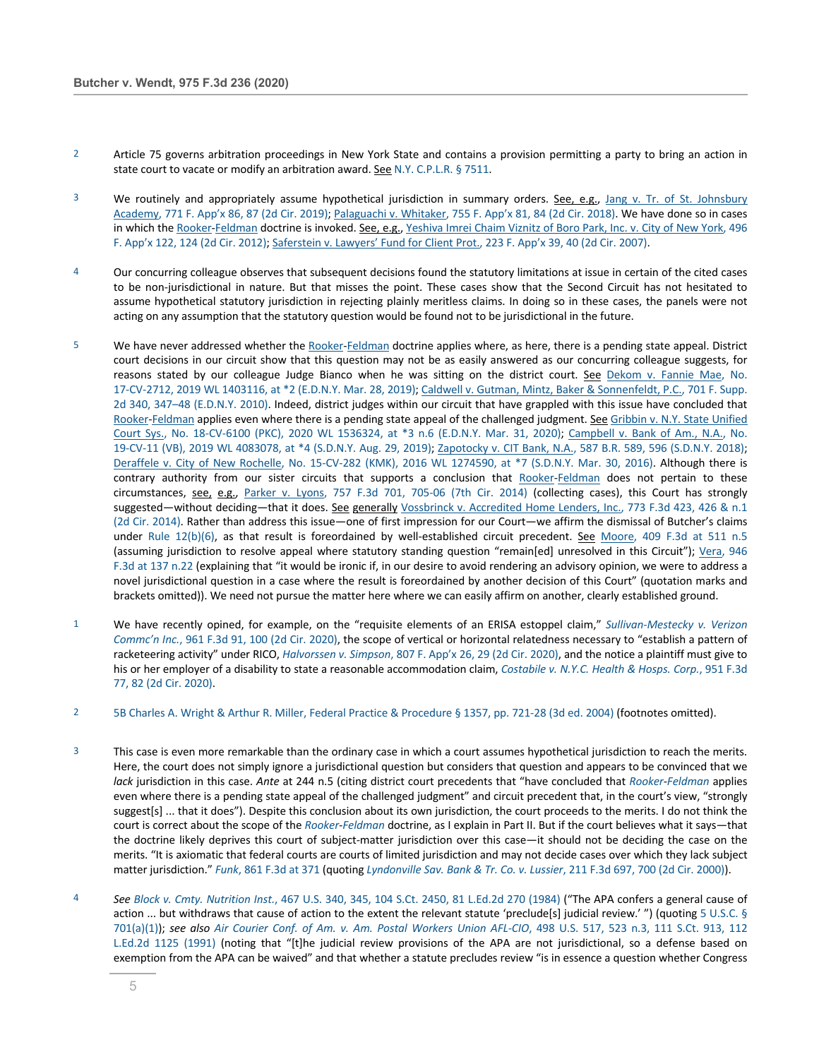2 Article 75 governs arbitration proceedings in New York State and contains a provision permitting a party to bring an action in state court to vacate or modify an arbitration award. See N.Y. C.P.L.R. § 7511.

3 We routinely and appropriately assume hypothetical jurisdiction in summary orders. See, e.g., Jang v. Tr. of St. Johnsbury Academy, 771 F. App'x 86, 87 (2d Cir. 2019); Palaguachi v. Whitaker, 755 F. App'x 81, 84 (2d Cir. 2018). We have done so in cases in which the Rooker-Feldman doctrine is invoked. See, e.g., Yeshiva Imrei Chaim Viznitz of Boro Park, Inc. v. City of New York, 496 F. App'x 122, 124 (2d Cir. 2012); Saferstein v. Lawyers' Fund for Client Prot., 223 F. App'x 39, 40 (2d Cir. 2007).

4 Our concurring colleague observes that subsequent decisions found the statutory limitations at issue in certain of the cited cases to be non-jurisdictional in nature. But that misses the point. These cases show that the Second Circuit has not hesitated to assume hypothetical statutory jurisdiction in rejecting plainly meritless claims. In doing so in these cases, the panels were not acting on any assumption that the statutory question would be found not to be jurisdictional in the future.

5 We have never addressed whether the Rooker-Feldman doctrine applies where, as here, there is a pending state appeal. District court decisions in our circuit show that this question may not be as easily answered as our concurring colleague suggests, for reasons stated by our colleague Judge Bianco when he was sitting on the district court. See Dekom v. Fannie Mae, No. 17-CV-2712, 2019 WL 1403116, at *2 (E.D.N.Y. Mar. 28, 2019); Caldwell v. Gutman, Mintz, Baker & Sonnenfeldt, P.C., 701 F. Supp. 2d 340, 347–48 (E.D.N.Y. 2010). Indeed, district judges within our circuit that have grappled with this issue have concluded that Rooker-Feldman applies even where there is a pending state appeal of the challenged judgment. See Gribbin v. N.Y. State Unified Court Sys., No. 18-CV-6100 (PKC), 2020 WL 1536324, at *3 n.6 (E.D.N.Y. Mar. 31, 2020); Campbell v. Bank of Am., N.A., No. 19-CV-11 (VB), 2019 WL 4083078, at *4 (S.D.N.Y. Aug. 29, 2019); Zapotocky v. CIT Bank, N.A., 587 B.R. 589, 596 (S.D.N.Y. 2018); Deraffele v. City of New Rochelle, No. 15-CV-282 (KMK), 2016 WL 1274590, at *7 (S.D.N.Y. Mar. 30, 2016). Although there is contrary authority from our sister circuits that supports a conclusion that Rooker-Feldman does not pertain to these circumstances, see, e.g., Parker v. Lyons, 757 F.3d 701, 705-06 (7th Cir. 2014) (collecting cases), this Court has strongly suggested—without deciding—that it does. See generally Vossbrinck v. Accredited Home Lenders, Inc., 773 F.3d 423, 426 & n.1 (2d Cir. 2014). Rather than address this issue—one of first impression for our Court—we affirm the dismissal of Butcher's claims under Rule 12(b)(6), as that result is foreordained by well-established circuit precedent. See Moore, 409 F.3d at 511 n.5 (assuming jurisdiction to resolve appeal where statutory standing question "remain[ed] unresolved in this Circuit"); Vera, 946 F.3d at 137 n.22 (explaining that "it would be ironic if, in our desire to avoid rendering an advisory opinion, we were to address a novel jurisdictional question in a case where the result is foreordained by another decision of this Court" (quotation marks and brackets omitted)). We need not pursue the matter here where we can easily affirm on another, clearly established ground.

1 We have recently opined, for example, on the "requisite elements of an ERISA estoppel claim," *Sullivan-Mestecky v. Verizon Commc'n Inc.*, 961 F.3d 91, 100 (2d Cir. 2020), the scope of vertical or horizontal relatedness necessary to "establish a pattern of racketeering activity" under RICO, *Halvorssen v. Simpson*, 807 F. App'x 26, 29 (2d Cir. 2020), and the notice a plaintiff must give to his or her employer of a disability to state a reasonable accommodation claim, *Costabile v. N.Y.C. Health & Hosps. Corp.*, 951 F.3d 77, 82 (2d Cir. 2020).

2 5B Charles A. Wright & Arthur R. Miller, Federal Practice & Procedure § 1357, pp. 721-28 (3d ed. 2004) (footnotes omitted).

3 This case is even more remarkable than the ordinary case in which a court assumes hypothetical jurisdiction to reach the merits. Here, the court does not simply ignore a jurisdictional question but considers that question and appears to be convinced that we *lack* jurisdiction in this case. *Ante* at 244 n.5 (citing district court precedents that "have concluded that *Rooker-Feldman* applies even where there is a pending state appeal of the challenged judgment" and circuit precedent that, in the court's view, "strongly suggest[s] ... that it does"). Despite this conclusion about its own jurisdiction, the court proceeds to the merits. I do not think the court is correct about the scope of the *Rooker-Feldman* doctrine, as I explain in Part II. But if the court believes what it says—that the doctrine likely deprives this court of subject-matter jurisdiction over this case—it should not be deciding the case on the merits. "It is axiomatic that federal courts are courts of limited jurisdiction and may not decide cases over which they lack subject matter jurisdiction." *Funk*, 861 F.3d at 371 (quoting *Lyndonville Sav. Bank & Tr. Co. v. Lussier*, 211 F.3d 697, 700 (2d Cir. 2000)).

4 *See Block v. Cmty. Nutrition Inst.*, 467 U.S. 340, 345, 104 S.Ct. 2450, 81 L.Ed.2d 270 (1984) ("The APA confers a general cause of action ... but withdraws that cause of action to the extent the relevant statute 'preclude[s] judicial review.' ") (quoting 5 U.S.C. § 701(a)(1)); *see also Air Courier Conf. of Am. v. Am. Postal Workers Union AFL-CIO*, 498 U.S. 517, 523 n.3, 111 S.Ct. 913, 112 L.Ed.2d 1125 (1991) (noting that "[t]he judicial review provisions of the APA are not jurisdictional, so a defense based on exemption from the APA can be waived" and that whether a statute precludes review "is in essence a question whether Congress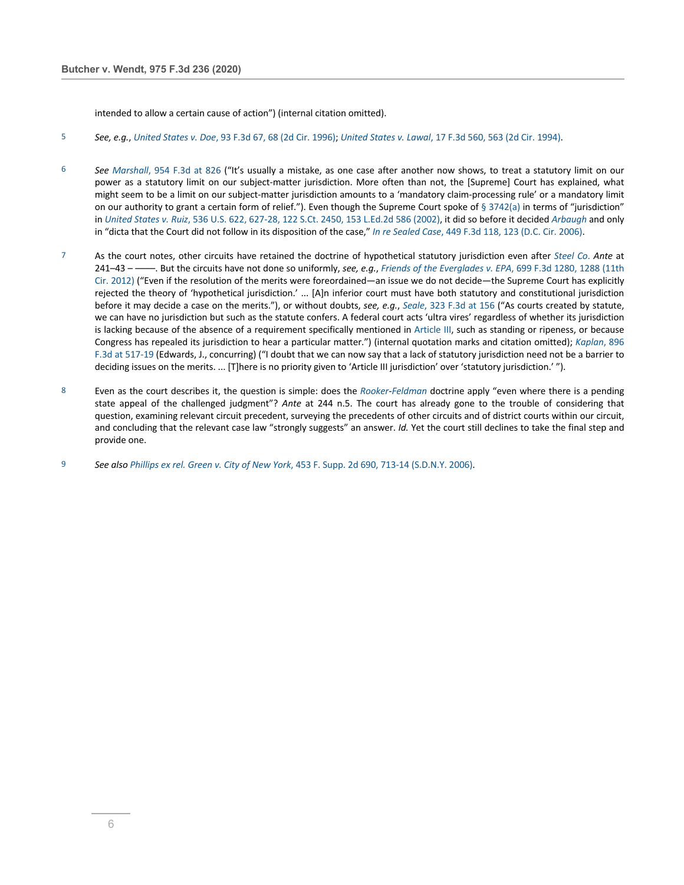intended to allow a certain cause of action") (internal citation omitted).

5 *See, e.g.*, *United States v. Doe*, 93 F.3d 67, 68 (2d Cir. 1996); *United States v. Lawal*, 17 F.3d 560, 563 (2d Cir. 1994).

6 *See Marshall*, 954 F.3d at 826 ("It's usually a mistake, as one case after another now shows, to treat a statutory limit on our power as a statutory limit on our subject-matter jurisdiction. More often than not, the [Supreme] Court has explained, what might seem to be a limit on our subject-matter jurisdiction amounts to a 'mandatory claim-processing rule' or a mandatory limit on our authority to grant a certain form of relief."). Even though the Supreme Court spoke of § 3742(a) in terms of "jurisdiction" in *United States v. Ruiz*, 536 U.S. 622, 627-28, 122 S.Ct. 2450, 153 L.Ed.2d 586 (2002), it did so before it decided *Arbaugh* and only in "dicta that the Court did not follow in its disposition of the case," *In re Sealed Case*, 449 F.3d 118, 123 (D.C. Cir. 2006).

7 As the court notes, other circuits have retained the doctrine of hypothetical statutory jurisdiction even after *Steel Co. Ante* at 241–43 – ——. But the circuits have not done so uniformly, *see, e.g.*, *Friends of the Everglades v. EPA*, 699 F.3d 1280, 1288 (11th Cir. 2012) ("Even if the resolution of the merits were foreordained—an issue we do not decide—the Supreme Court has explicitly rejected the theory of 'hypothetical jurisdiction.' ... [A]n inferior court must have both statutory and constitutional jurisdiction before it may decide a case on the merits."), or without doubts, *see, e.g.*, *Seale*, 323 F.3d at 156 ("As courts created by statute, we can have no jurisdiction but such as the statute confers. A federal court acts 'ultra vires' regardless of whether its jurisdiction is lacking because of the absence of a requirement specifically mentioned in Article III, such as standing or ripeness, or because Congress has repealed its jurisdiction to hear a particular matter.") (internal quotation marks and citation omitted); *Kaplan*, 896 F.3d at 517-19 (Edwards, J., concurring) ("I doubt that we can now say that a lack of statutory jurisdiction need not be a barrier to deciding issues on the merits. ... [T]here is no priority given to 'Article III jurisdiction' over 'statutory jurisdiction.' ").

8 Even as the court describes it, the question is simple: does the *Rooker-Feldman* doctrine apply "even where there is a pending state appeal of the challenged judgment"? *Ante* at 244 n.5. The court has already gone to the trouble of considering that question, examining relevant circuit precedent, surveying the precedents of other circuits and of district courts within our circuit, and concluding that the relevant case law "strongly suggests" an answer. *Id.* Yet the court still declines to take the final step and provide one.

9 *See also* *Phillips ex rel. Green v. City of New York*, 453 F. Supp. 2d 690, 713-14 (S.D.N.Y. 2006).